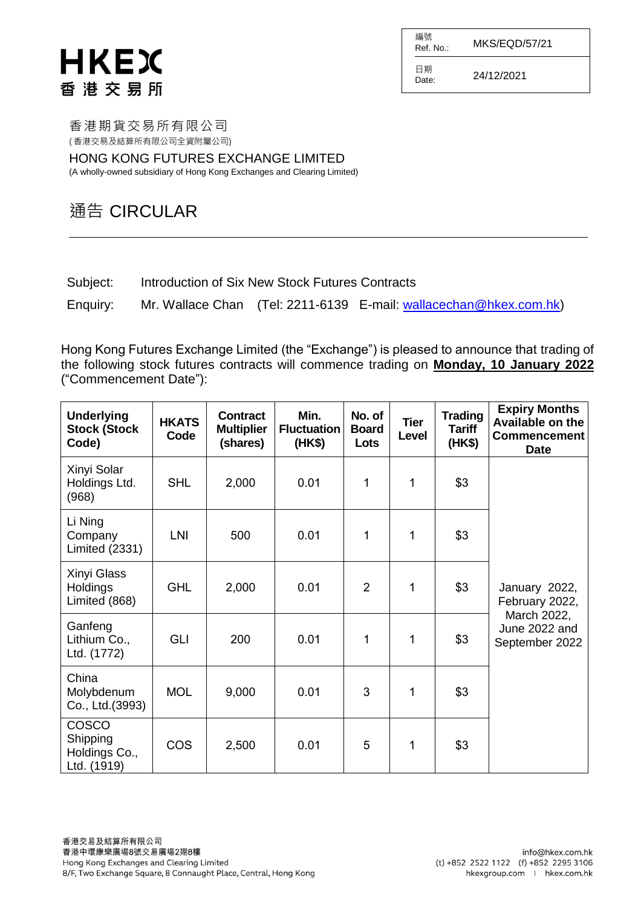**HKEX**
**香港交易所**

| 編號 Ref. No.: | MKS/EQD/57/21 |
|---|---|
| 日期 Date: | 24/12/2021 |

香港期貨交易所有限公司
(香港交易及結算所有限公司全資附屬公司)

HONG KONG FUTURES EXCHANGE LIMITED
(A wholly-owned subsidiary of Hong Kong Exchanges and Clearing Limited)

# 通告 CIRCULAR

---

Subject: Introduction of Six New Stock Futures Contracts

Enquiry: Mr. Wallace Chan (Tel: 2211-6139 E-mail: wallacechan@hkex.com.hk)

Hong Kong Futures Exchange Limited (the "Exchange") is pleased to announce that trading of the following stock futures contracts will commence trading on **Monday, 10 January 2022** ("Commencement Date"):

| Underlying Stock (Stock Code) | HKATS Code | Contract Multiplier (shares) | Min. Fluctuation (HK$) | No. of Board Lots | Tier Level | Trading Tariff (HK$) | Expiry Months Available on the Commencement Date |
|---|---|---|---|---|---|---|---|
| Xinyi Solar Holdings Ltd. (968) | SHL | 2,000 | 0.01 | 1 | 1 | $3 | January 2022, February 2022, March 2022, June 2022 and September 2022 |
| Li Ning Company Limited (2331) | LNI | 500 | 0.01 | 1 | 1 | $3 | |
| Xinyi Glass Holdings Limited (868) | GHL | 2,000 | 0.01 | 2 | 1 | $3 | |
| Ganfeng Lithium Co., Ltd. (1772) | GLI | 200 | 0.01 | 1 | 1 | $3 | |
| China Molybdenum Co., Ltd.(3993) | MOL | 9,000 | 0.01 | 3 | 1 | $3 | |
| COSCO Shipping Holdings Co., Ltd. (1919) | COS | 2,500 | 0.01 | 5 | 1 | $3 | |

香港交易及結算所有限公司
香港中環康樂廣場8號交易廣場2期8樓
Hong Kong Exchanges and Clearing Limited
8/F, Two Exchange Square, 8 Connaught Place, Central, Hong Kong

info@hkex.com.hk
(t) +852 2522 1122 (f) +852 2295 3106
hkexgroup.com | hkex.com.hk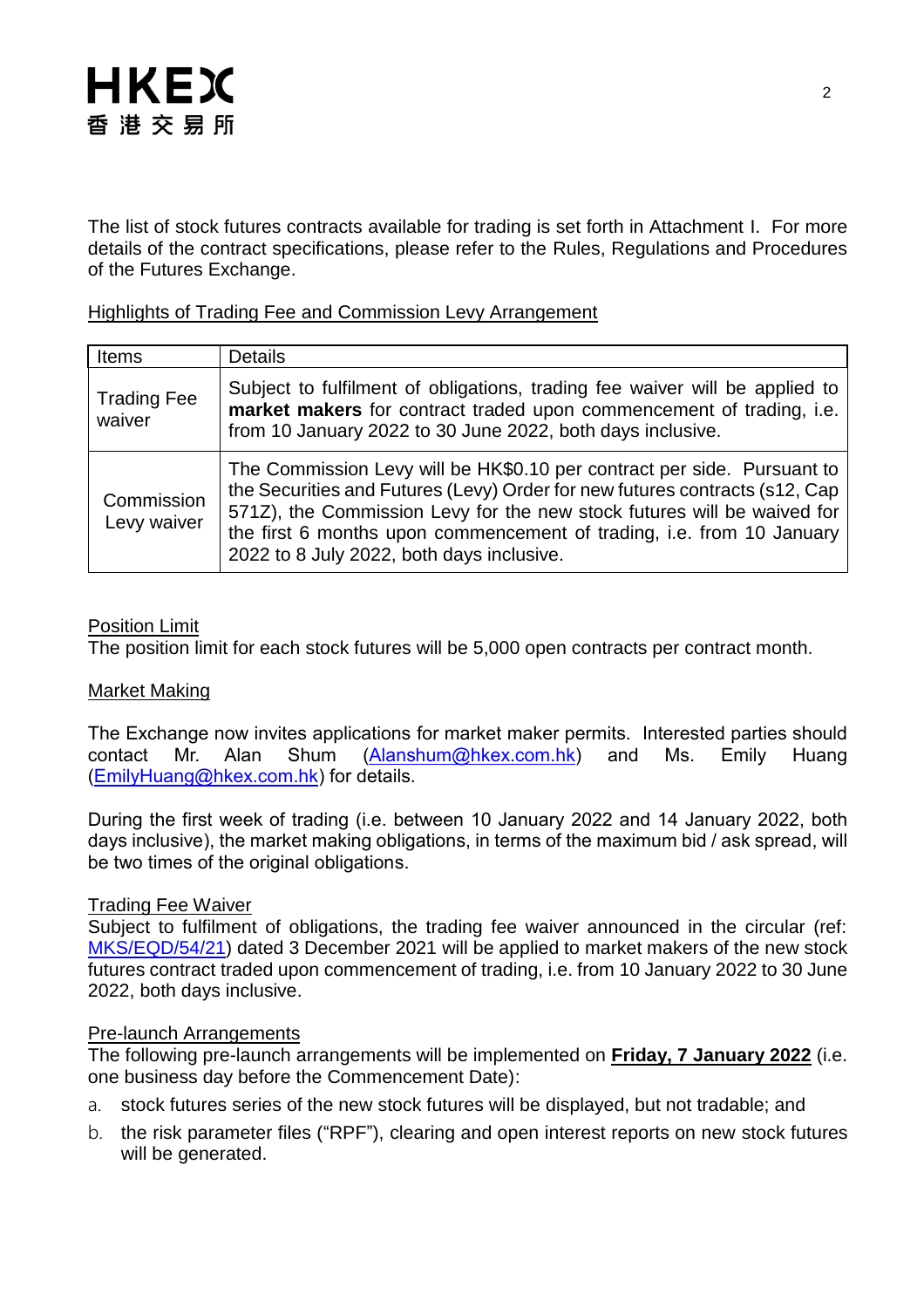The list of stock futures contracts available for trading is set forth in Attachment I. For more details of the contract specifications, please refer to the Rules, Regulations and Procedures of the Futures Exchange.

Highlights of Trading Fee and Commission Levy Arrangement

| Items | Details |
| --- | --- |
| Trading Fee waiver | Subject to fulfilment of obligations, trading fee waiver will be applied to **market makers** for contract traded upon commencement of trading, i.e. from 10 January 2022 to 30 June 2022, both days inclusive. |
| Commission Levy waiver | The Commission Levy will be HK$0.10 per contract per side. Pursuant to the Securities and Futures (Levy) Order for new futures contracts (s12, Cap 571Z), the Commission Levy for the new stock futures will be waived for the first 6 months upon commencement of trading, i.e. from 10 January 2022 to 8 July 2022, both days inclusive. |

Position Limit

The position limit for each stock futures will be 5,000 open contracts per contract month.

Market Making

The Exchange now invites applications for market maker permits. Interested parties should contact Mr. Alan Shum (Alanshum@hkex.com.hk) and Ms. Emily Huang (EmilyHuang@hkex.com.hk) for details.

During the first week of trading (i.e. between 10 January 2022 and 14 January 2022, both days inclusive), the market making obligations, in terms of the maximum bid / ask spread, will be two times of the original obligations.

Trading Fee Waiver

Subject to fulfilment of obligations, the trading fee waiver announced in the circular (ref: MKS/EQD/54/21) dated 3 December 2021 will be applied to market makers of the new stock futures contract traded upon commencement of trading, i.e. from 10 January 2022 to 30 June 2022, both days inclusive.

Pre-launch Arrangements

The following pre-launch arrangements will be implemented on **Friday, 7 January 2022** (i.e. one business day before the Commencement Date):

a. stock futures series of the new stock futures will be displayed, but not tradable; and
b. the risk parameter files ("RPF"), clearing and open interest reports on new stock futures will be generated.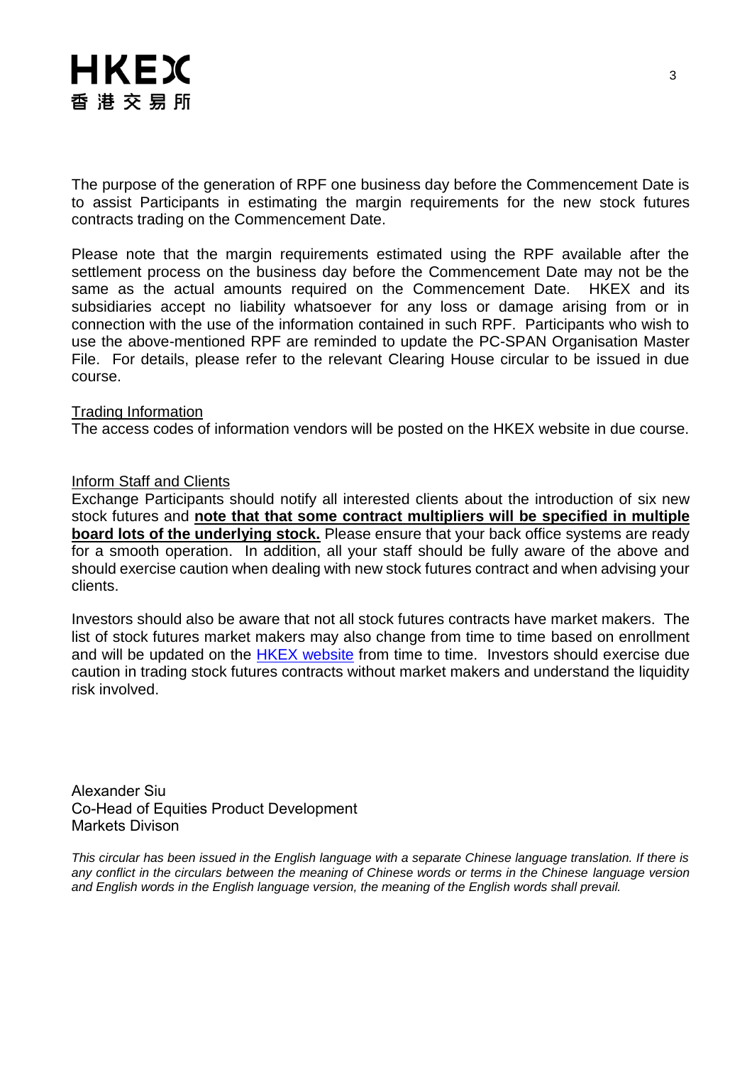The purpose of the generation of RPF one business day before the Commencement Date is to assist Participants in estimating the margin requirements for the new stock futures contracts trading on the Commencement Date.

Please note that the margin requirements estimated using the RPF available after the settlement process on the business day before the Commencement Date may not be the same as the actual amounts required on the Commencement Date. HKEX and its subsidiaries accept no liability whatsoever for any loss or damage arising from or in connection with the use of the information contained in such RPF. Participants who wish to use the above-mentioned RPF are reminded to update the PC-SPAN Organisation Master File. For details, please refer to the relevant Clearing House circular to be issued in due course.

Trading Information

The access codes of information vendors will be posted on the HKEX website in due course.

Inform Staff and Clients

Exchange Participants should notify all interested clients about the introduction of six new stock futures and **note that that some contract multipliers will be specified in multiple board lots of the underlying stock.** Please ensure that your back office systems are ready for a smooth operation. In addition, all your staff should be fully aware of the above and should exercise caution when dealing with new stock futures contract and when advising your clients.

Investors should also be aware that not all stock futures contracts have market makers. The list of stock futures market makers may also change from time to time based on enrollment and will be updated on the HKEX website from time to time. Investors should exercise due caution in trading stock futures contracts without market makers and understand the liquidity risk involved.

Alexander Siu
Co-Head of Equities Product Development
Markets Divison

*This circular has been issued in the English language with a separate Chinese language translation. If there is any conflict in the circulars between the meaning of Chinese words or terms in the Chinese language version and English words in the English language version, the meaning of the English words shall prevail.*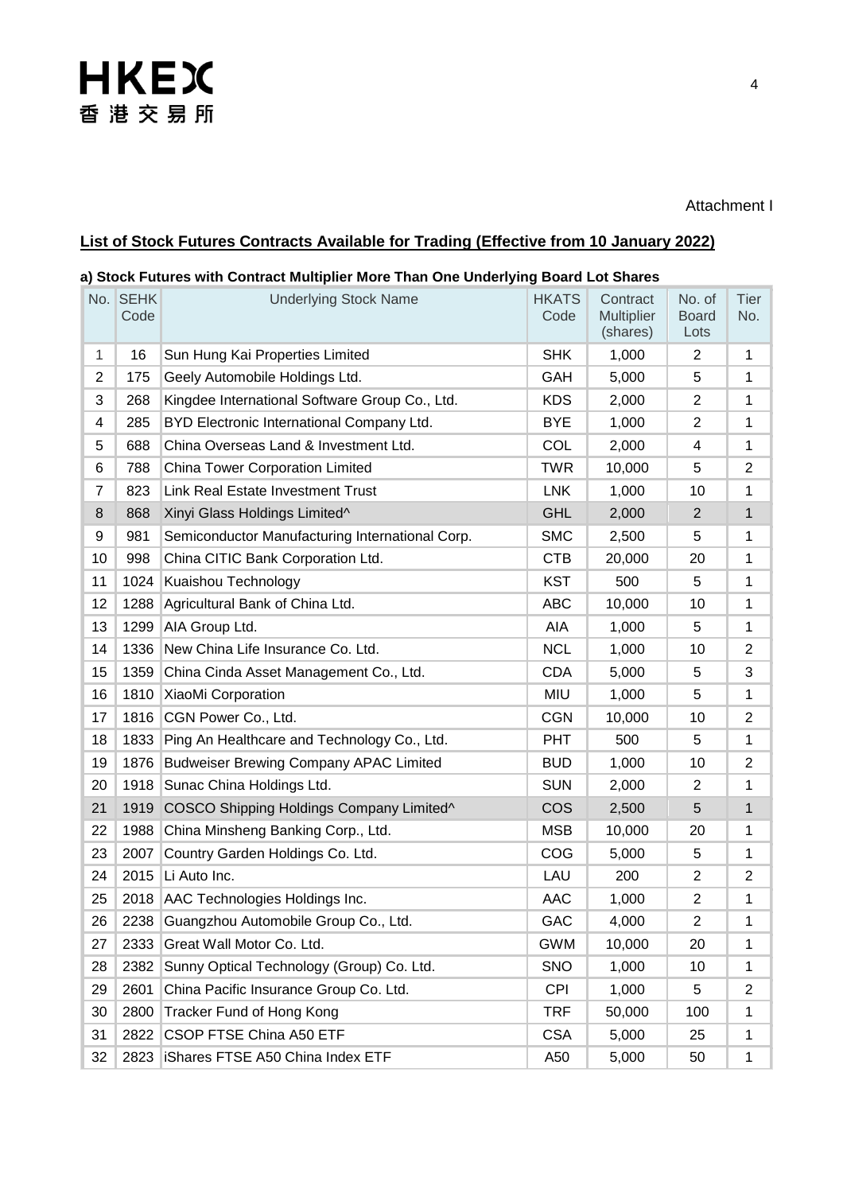Attachment I

## List of Stock Futures Contracts Available for Trading (Effective from 10 January 2022)

### a) Stock Futures with Contract Multiplier More Than One Underlying Board Lot Shares

| No. | SEHK Code | Underlying Stock Name | HKATS Code | Contract Multiplier (shares) | No. of Board Lots | Tier No. |
|---|---|---|---|---|---|---|
| 1 | 16 | Sun Hung Kai Properties Limited | SHK | 1,000 | 2 | 1 |
| 2 | 175 | Geely Automobile Holdings Ltd. | GAH | 5,000 | 5 | 1 |
| 3 | 268 | Kingdee International Software Group Co., Ltd. | KDS | 2,000 | 2 | 1 |
| 4 | 285 | BYD Electronic International Company Ltd. | BYE | 1,000 | 2 | 1 |
| 5 | 688 | China Overseas Land & Investment Ltd. | COL | 2,000 | 4 | 1 |
| 6 | 788 | China Tower Corporation Limited | TWR | 10,000 | 5 | 2 |
| 7 | 823 | Link Real Estate Investment Trust | LNK | 1,000 | 10 | 1 |
| 8 | 868 | Xinyi Glass Holdings Limited^ | GHL | 2,000 | 2 | 1 |
| 9 | 981 | Semiconductor Manufacturing International Corp. | SMC | 2,500 | 5 | 1 |
| 10 | 998 | China CITIC Bank Corporation Ltd. | CTB | 20,000 | 20 | 1 |
| 11 | 1024 | Kuaishou Technology | KST | 500 | 5 | 1 |
| 12 | 1288 | Agricultural Bank of China Ltd. | ABC | 10,000 | 10 | 1 |
| 13 | 1299 | AIA Group Ltd. | AIA | 1,000 | 5 | 1 |
| 14 | 1336 | New China Life Insurance Co. Ltd. | NCL | 1,000 | 10 | 2 |
| 15 | 1359 | China Cinda Asset Management Co., Ltd. | CDA | 5,000 | 5 | 3 |
| 16 | 1810 | XiaoMi Corporation | MIU | 1,000 | 5 | 1 |
| 17 | 1816 | CGN Power Co., Ltd. | CGN | 10,000 | 10 | 2 |
| 18 | 1833 | Ping An Healthcare and Technology Co., Ltd. | PHT | 500 | 5 | 1 |
| 19 | 1876 | Budweiser Brewing Company APAC Limited | BUD | 1,000 | 10 | 2 |
| 20 | 1918 | Sunac China Holdings Ltd. | SUN | 2,000 | 2 | 1 |
| 21 | 1919 | COSCO Shipping Holdings Company Limited^ | COS | 2,500 | 5 | 1 |
| 22 | 1988 | China Minsheng Banking Corp., Ltd. | MSB | 10,000 | 20 | 1 |
| 23 | 2007 | Country Garden Holdings Co. Ltd. | COG | 5,000 | 5 | 1 |
| 24 | 2015 | Li Auto Inc. | LAU | 200 | 2 | 2 |
| 25 | 2018 | AAC Technologies Holdings Inc. | AAC | 1,000 | 2 | 1 |
| 26 | 2238 | Guangzhou Automobile Group Co., Ltd. | GAC | 4,000 | 2 | 1 |
| 27 | 2333 | Great Wall Motor Co. Ltd. | GWM | 10,000 | 20 | 1 |
| 28 | 2382 | Sunny Optical Technology (Group) Co. Ltd. | SNO | 1,000 | 10 | 1 |
| 29 | 2601 | China Pacific Insurance Group Co. Ltd. | CPI | 1,000 | 5 | 2 |
| 30 | 2800 | Tracker Fund of Hong Kong | TRF | 50,000 | 100 | 1 |
| 31 | 2822 | CSOP FTSE China A50 ETF | CSA | 5,000 | 25 | 1 |
| 32 | 2823 | iShares FTSE A50 China Index ETF | A50 | 5,000 | 50 | 1 |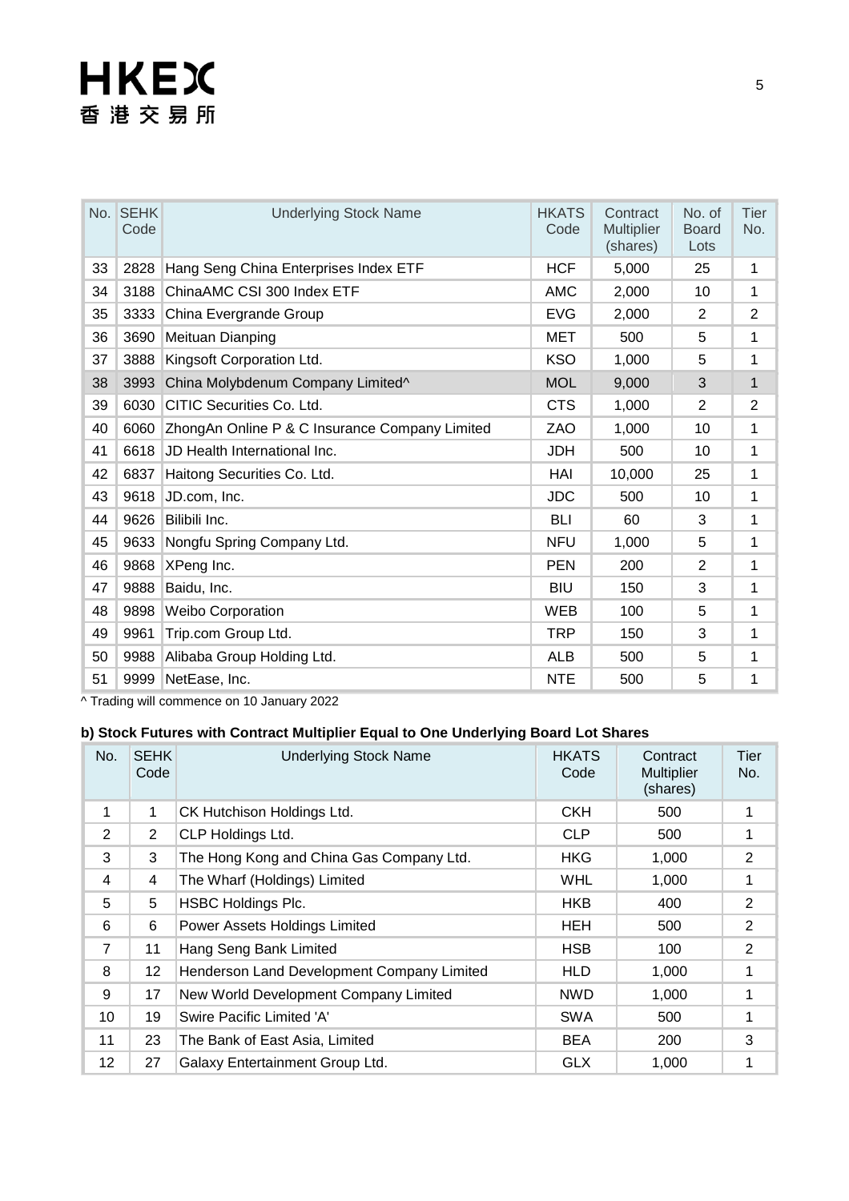| No. | SEHK Code | Underlying Stock Name | HKATS Code | Contract Multiplier (shares) | No. of Board Lots | Tier No. |
|---|---|---|---|---|---|---|
| 33 | 2828 | Hang Seng China Enterprises Index ETF | HCF | 5,000 | 25 | 1 |
| 34 | 3188 | ChinaAMC CSI 300 Index ETF | AMC | 2,000 | 10 | 1 |
| 35 | 3333 | China Evergrande Group | EVG | 2,000 | 2 | 2 |
| 36 | 3690 | Meituan Dianping | MET | 500 | 5 | 1 |
| 37 | 3888 | Kingsoft Corporation Ltd. | KSO | 1,000 | 5 | 1 |
| 38 | 3993 | China Molybdenum Company Limited^ | MOL | 9,000 | 3 | 1 |
| 39 | 6030 | CITIC Securities Co. Ltd. | CTS | 1,000 | 2 | 2 |
| 40 | 6060 | ZhongAn Online P & C Insurance Company Limited | ZAO | 1,000 | 10 | 1 |
| 41 | 6618 | JD Health International Inc. | JDH | 500 | 10 | 1 |
| 42 | 6837 | Haitong Securities Co. Ltd. | HAI | 10,000 | 25 | 1 |
| 43 | 9618 | JD.com, Inc. | JDC | 500 | 10 | 1 |
| 44 | 9626 | Bilibili Inc. | BLI | 60 | 3 | 1 |
| 45 | 9633 | Nongfu Spring Company Ltd. | NFU | 1,000 | 5 | 1 |
| 46 | 9868 | XPeng Inc. | PEN | 200 | 2 | 1 |
| 47 | 9888 | Baidu, Inc. | BIU | 150 | 3 | 1 |
| 48 | 9898 | Weibo Corporation | WEB | 100 | 5 | 1 |
| 49 | 9961 | Trip.com Group Ltd. | TRP | 150 | 3 | 1 |
| 50 | 9988 | Alibaba Group Holding Ltd. | ALB | 500 | 5 | 1 |
| 51 | 9999 | NetEase, Inc. | NTE | 500 | 5 | 1 |

^ Trading will commence on 10 January 2022

**b) Stock Futures with Contract Multiplier Equal to One Underlying Board Lot Shares**

| No. | SEHK Code | Underlying Stock Name | HKATS Code | Contract Multiplier (shares) | Tier No. |
|---|---|---|---|---|---|
| 1 | 1 | CK Hutchison Holdings Ltd. | CKH | 500 | 1 |
| 2 | 2 | CLP Holdings Ltd. | CLP | 500 | 1 |
| 3 | 3 | The Hong Kong and China Gas Company Ltd. | HKG | 1,000 | 2 |
| 4 | 4 | The Wharf (Holdings) Limited | WHL | 1,000 | 1 |
| 5 | 5 | HSBC Holdings Plc. | HKB | 400 | 2 |
| 6 | 6 | Power Assets Holdings Limited | HEH | 500 | 2 |
| 7 | 11 | Hang Seng Bank Limited | HSB | 100 | 2 |
| 8 | 12 | Henderson Land Development Company Limited | HLD | 1,000 | 1 |
| 9 | 17 | New World Development Company Limited | NWD | 1,000 | 1 |
| 10 | 19 | Swire Pacific Limited 'A' | SWA | 500 | 1 |
| 11 | 23 | The Bank of East Asia, Limited | BEA | 200 | 3 |
| 12 | 27 | Galaxy Entertainment Group Ltd. | GLX | 1,000 | 1 |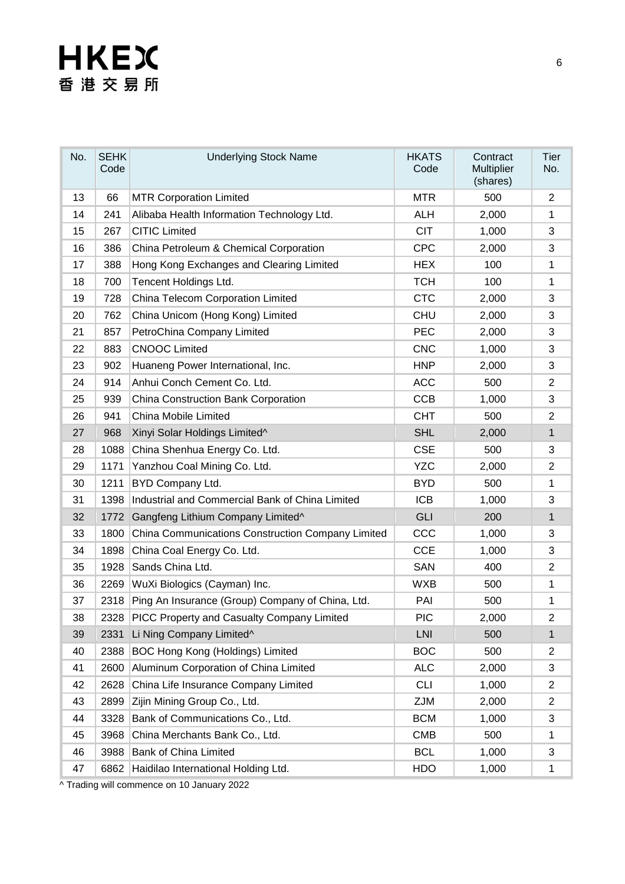| No. | SEHK Code | Underlying Stock Name | HKATS Code | Contract Multiplier (shares) | Tier No. |
|---|---|---|---|---|---|
| 13 | 66 | MTR Corporation Limited | MTR | 500 | 2 |
| 14 | 241 | Alibaba Health Information Technology Ltd. | ALH | 2,000 | 1 |
| 15 | 267 | CITIC Limited | CIT | 1,000 | 3 |
| 16 | 386 | China Petroleum & Chemical Corporation | CPC | 2,000 | 3 |
| 17 | 388 | Hong Kong Exchanges and Clearing Limited | HEX | 100 | 1 |
| 18 | 700 | Tencent Holdings Ltd. | TCH | 100 | 1 |
| 19 | 728 | China Telecom Corporation Limited | CTC | 2,000 | 3 |
| 20 | 762 | China Unicom (Hong Kong) Limited | CHU | 2,000 | 3 |
| 21 | 857 | PetroChina Company Limited | PEC | 2,000 | 3 |
| 22 | 883 | CNOOC Limited | CNC | 1,000 | 3 |
| 23 | 902 | Huaneng Power International, Inc. | HNP | 2,000 | 3 |
| 24 | 914 | Anhui Conch Cement Co. Ltd. | ACC | 500 | 2 |
| 25 | 939 | China Construction Bank Corporation | CCB | 1,000 | 3 |
| 26 | 941 | China Mobile Limited | CHT | 500 | 2 |
| 27 | 968 | Xinyi Solar Holdings Limited^ | SHL | 2,000 | 1 |
| 28 | 1088 | China Shenhua Energy Co. Ltd. | CSE | 500 | 3 |
| 29 | 1171 | Yanzhou Coal Mining Co. Ltd. | YZC | 2,000 | 2 |
| 30 | 1211 | BYD Company Ltd. | BYD | 500 | 1 |
| 31 | 1398 | Industrial and Commercial Bank of China Limited | ICB | 1,000 | 3 |
| 32 | 1772 | Gangfeng Lithium Company Limited^ | GLI | 200 | 1 |
| 33 | 1800 | China Communications Construction Company Limited | CCC | 1,000 | 3 |
| 34 | 1898 | China Coal Energy Co. Ltd. | CCE | 1,000 | 3 |
| 35 | 1928 | Sands China Ltd. | SAN | 400 | 2 |
| 36 | 2269 | WuXi Biologics (Cayman) Inc. | WXB | 500 | 1 |
| 37 | 2318 | Ping An Insurance (Group) Company of China, Ltd. | PAI | 500 | 1 |
| 38 | 2328 | PICC Property and Casualty Company Limited | PIC | 2,000 | 2 |
| 39 | 2331 | Li Ning Company Limited^ | LNI | 500 | 1 |
| 40 | 2388 | BOC Hong Kong (Holdings) Limited | BOC | 500 | 2 |
| 41 | 2600 | Aluminum Corporation of China Limited | ALC | 2,000 | 3 |
| 42 | 2628 | China Life Insurance Company Limited | CLI | 1,000 | 2 |
| 43 | 2899 | Zijin Mining Group Co., Ltd. | ZJM | 2,000 | 2 |
| 44 | 3328 | Bank of Communications Co., Ltd. | BCM | 1,000 | 3 |
| 45 | 3968 | China Merchants Bank Co., Ltd. | CMB | 500 | 1 |
| 46 | 3988 | Bank of China Limited | BCL | 1,000 | 3 |
| 47 | 6862 | Haidilao International Holding Ltd. | HDO | 1,000 | 1 |

^ Trading will commence on 10 January 2022